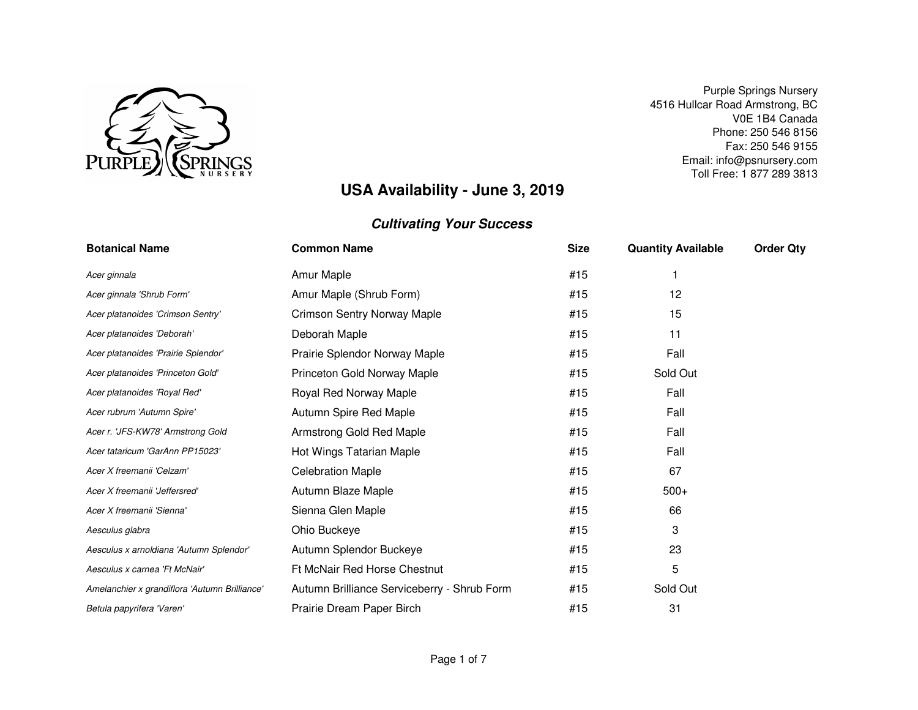Purple Springs Nursery
4516 Hullcar Road Armstrong, BC
V0E 1B4 Canada
Phone: 250 546 8156
Fax: 250 546 9155
Email: info@psnursery.com
Toll Free: 1 877 289 3813

# USA Availability - June 3, 2019

## *Cultivating Your Success*

| Botanical Name | Common Name | Size | Quantity Available | Order Qty |
|---|---|---|---|---|
| *Acer ginnala* | Amur Maple | #15 | 1 | |
| *Acer ginnala 'Shrub Form'* | Amur Maple (Shrub Form) | #15 | 12 | |
| *Acer platanoides 'Crimson Sentry'* | Crimson Sentry Norway Maple | #15 | 15 | |
| *Acer platanoides 'Deborah'* | Deborah Maple | #15 | 11 | |
| *Acer platanoides 'Prairie Splendor'* | Prairie Splendor Norway Maple | #15 | Fall | |
| *Acer platanoides 'Princeton Gold'* | Princeton Gold Norway Maple | #15 | Sold Out | |
| *Acer platanoides 'Royal Red'* | Royal Red Norway Maple | #15 | Fall | |
| *Acer rubrum 'Autumn Spire'* | Autumn Spire Red Maple | #15 | Fall | |
| *Acer r. 'JFS-KW78' Armstrong Gold* | Armstrong Gold Red Maple | #15 | Fall | |
| *Acer tataricum 'GarAnn PP15023'* | Hot Wings Tatarian Maple | #15 | Fall | |
| *Acer X freemanii 'Celzam'* | Celebration Maple | #15 | 67 | |
| *Acer X freemanii 'Jeffersred'* | Autumn Blaze Maple | #15 | 500+ | |
| *Acer X freemanii 'Sienna'* | Sienna Glen Maple | #15 | 66 | |
| *Aesculus glabra* | Ohio Buckeye | #15 | 3 | |
| *Aesculus x arnoldiana 'Autumn Splendor'* | Autumn Splendor Buckeye | #15 | 23 | |
| *Aesculus x carnea 'Ft McNair'* | Ft McNair Red Horse Chestnut | #15 | 5 | |
| *Amelanchier x grandiflora 'Autumn Brilliance'* | Autumn Brilliance Serviceberry - Shrub Form | #15 | Sold Out | |
| *Betula papyrifera 'Varen'* | Prairie Dream Paper Birch | #15 | 31 | |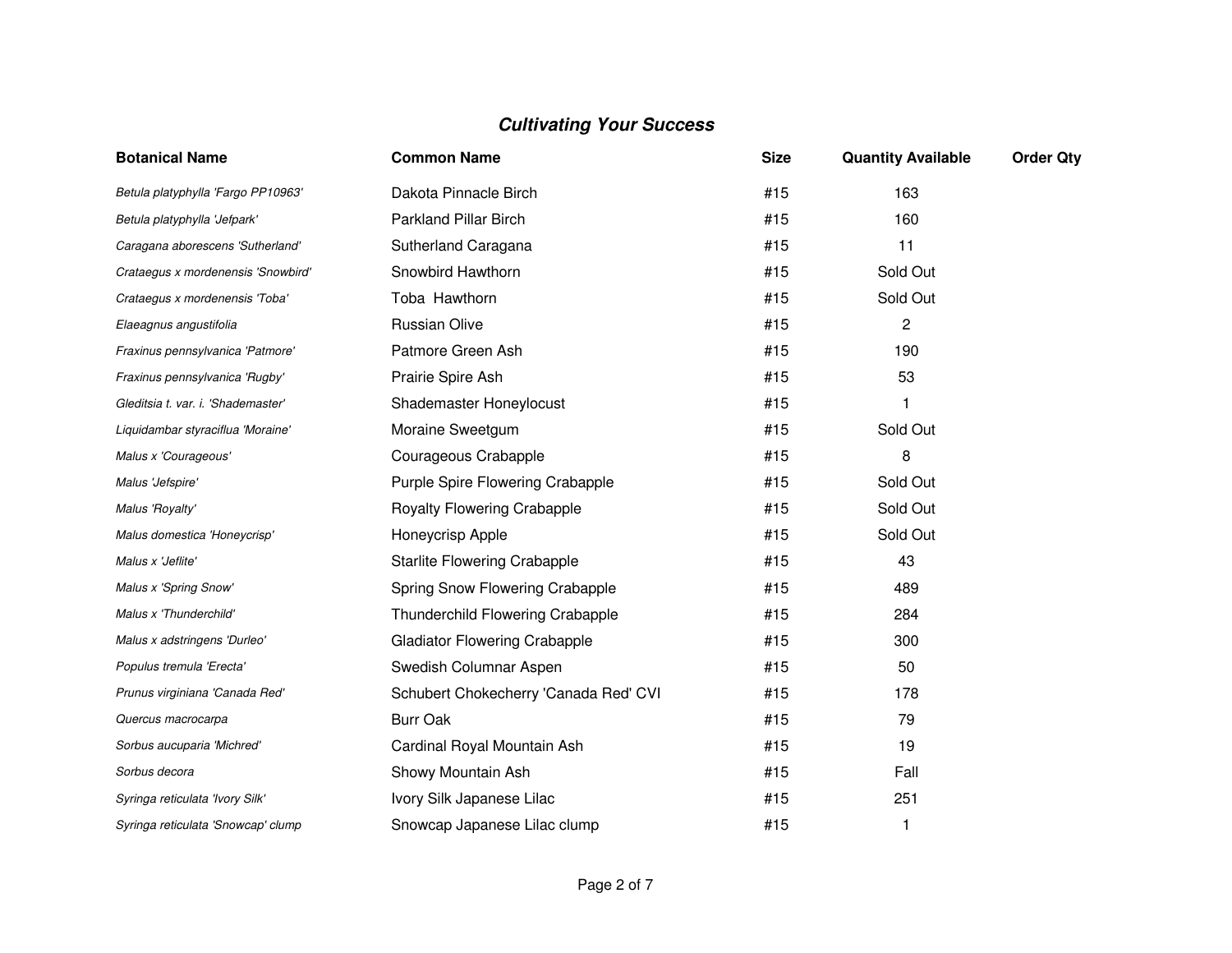## *Cultivating Your Success*

| Botanical Name | Common Name | Size | Quantity Available | Order Qty |
|---|---|---|---|---|
| *Betula platyphylla 'Fargo PP10963'* | Dakota Pinnacle Birch | #15 | 163 | |
| *Betula platyphylla 'Jefpark'* | Parkland Pillar Birch | #15 | 160 | |
| *Caragana aborescens 'Sutherland'* | Sutherland Caragana | #15 | 11 | |
| *Crataegus x mordenensis 'Snowbird'* | Snowbird Hawthorn | #15 | Sold Out | |
| *Crataegus x mordenensis 'Toba'* | Toba  Hawthorn | #15 | Sold Out | |
| *Elaeagnus angustifolia* | Russian Olive | #15 | 2 | |
| *Fraxinus pennsylvanica 'Patmore'* | Patmore Green Ash | #15 | 190 | |
| *Fraxinus pennsylvanica 'Rugby'* | Prairie Spire Ash | #15 | 53 | |
| *Gleditsia t. var. i. 'Shademaster'* | Shademaster Honeylocust | #15 | 1 | |
| *Liquidambar styraciflua 'Moraine'* | Moraine Sweetgum | #15 | Sold Out | |
| *Malus x 'Courageous'* | Courageous Crabapple | #15 | 8 | |
| *Malus 'Jefspire'* | Purple Spire Flowering Crabapple | #15 | Sold Out | |
| *Malus 'Royalty'* | Royalty Flowering Crabapple | #15 | Sold Out | |
| *Malus domestica 'Honeycrisp'* | Honeycrisp Apple | #15 | Sold Out | |
| *Malus x 'Jeflite'* | Starlite Flowering Crabapple | #15 | 43 | |
| *Malus x 'Spring Snow'* | Spring Snow Flowering Crabapple | #15 | 489 | |
| *Malus x 'Thunderchild'* | Thunderchild Flowering Crabapple | #15 | 284 | |
| *Malus x adstringens 'Durleo'* | Gladiator Flowering Crabapple | #15 | 300 | |
| *Populus tremula 'Erecta'* | Swedish Columnar Aspen | #15 | 50 | |
| *Prunus virginiana 'Canada Red'* | Schubert Chokecherry 'Canada Red' CVI | #15 | 178 | |
| *Quercus macrocarpa* | Burr Oak | #15 | 79 | |
| *Sorbus aucuparia 'Michred'* | Cardinal Royal Mountain Ash | #15 | 19 | |
| *Sorbus decora* | Showy Mountain Ash | #15 | Fall | |
| *Syringa reticulata 'Ivory Silk'* | Ivory Silk Japanese Lilac | #15 | 251 | |
| *Syringa reticulata 'Snowcap' clump* | Snowcap Japanese Lilac clump | #15 | 1 | |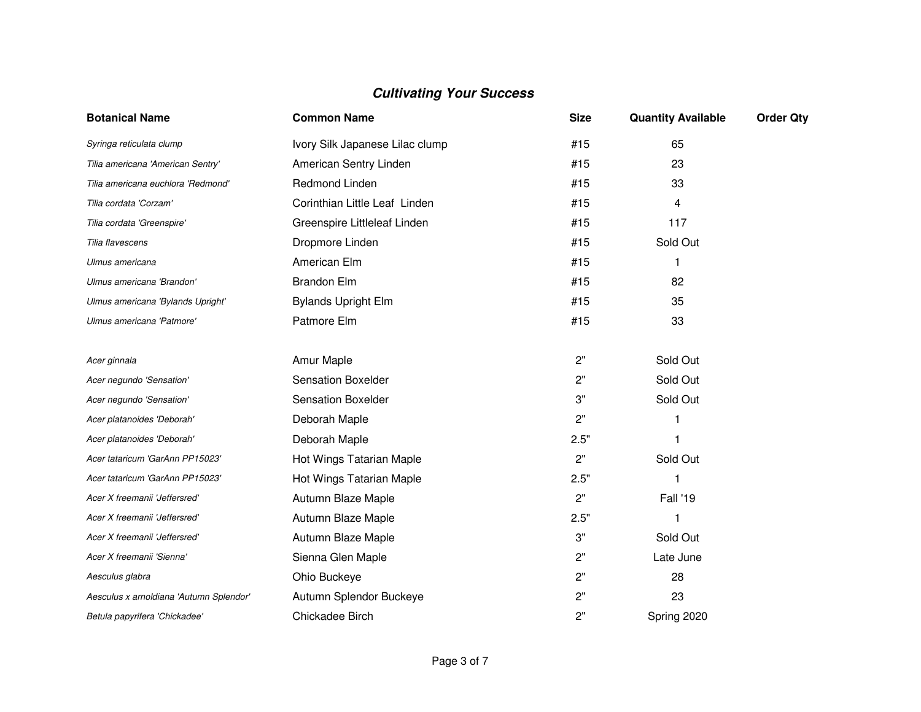## ***Cultivating Your Success***

| Botanical Name | Common Name | Size | Quantity Available | Order Qty |
|---|---|---|---|---|
| *Syringa reticulata clump* | Ivory Silk Japanese Lilac clump | #15 | 65 | |
| *Tilia americana 'American Sentry'* | American Sentry Linden | #15 | 23 | |
| *Tilia americana euchlora 'Redmond'* | Redmond Linden | #15 | 33 | |
| *Tilia cordata 'Corzam'* | Corinthian Little Leaf Linden | #15 | 4 | |
| *Tilia cordata 'Greenspire'* | Greenspire Littleleaf Linden | #15 | 117 | |
| *Tilia flavescens* | Dropmore Linden | #15 | Sold Out | |
| *Ulmus americana* | American Elm | #15 | 1 | |
| *Ulmus americana 'Brandon'* | Brandon Elm | #15 | 82 | |
| *Ulmus americana 'Bylands Upright'* | Bylands Upright Elm | #15 | 35 | |
| *Ulmus americana 'Patmore'* | Patmore Elm | #15 | 33 | |
| | | | | |
| *Acer ginnala* | Amur Maple | 2" | Sold Out | |
| *Acer negundo 'Sensation'* | Sensation Boxelder | 2" | Sold Out | |
| *Acer negundo 'Sensation'* | Sensation Boxelder | 3" | Sold Out | |
| *Acer platanoides 'Deborah'* | Deborah Maple | 2" | 1 | |
| *Acer platanoides 'Deborah'* | Deborah Maple | 2.5" | 1 | |
| *Acer tataricum 'GarAnn PP15023'* | Hot Wings Tatarian Maple | 2" | Sold Out | |
| *Acer tataricum 'GarAnn PP15023'* | Hot Wings Tatarian Maple | 2.5" | 1 | |
| *Acer X freemanii 'Jeffersred'* | Autumn Blaze Maple | 2" | Fall '19 | |
| *Acer X freemanii 'Jeffersred'* | Autumn Blaze Maple | 2.5" | 1 | |
| *Acer X freemanii 'Jeffersred'* | Autumn Blaze Maple | 3" | Sold Out | |
| *Acer X freemanii 'Sienna'* | Sienna Glen Maple | 2" | Late June | |
| *Aesculus glabra* | Ohio Buckeye | 2" | 28 | |
| *Aesculus x arnoldiana 'Autumn Splendor'* | Autumn Splendor Buckeye | 2" | 23 | |
| *Betula papyrifera 'Chickadee'* | Chickadee Birch | 2" | Spring 2020 | |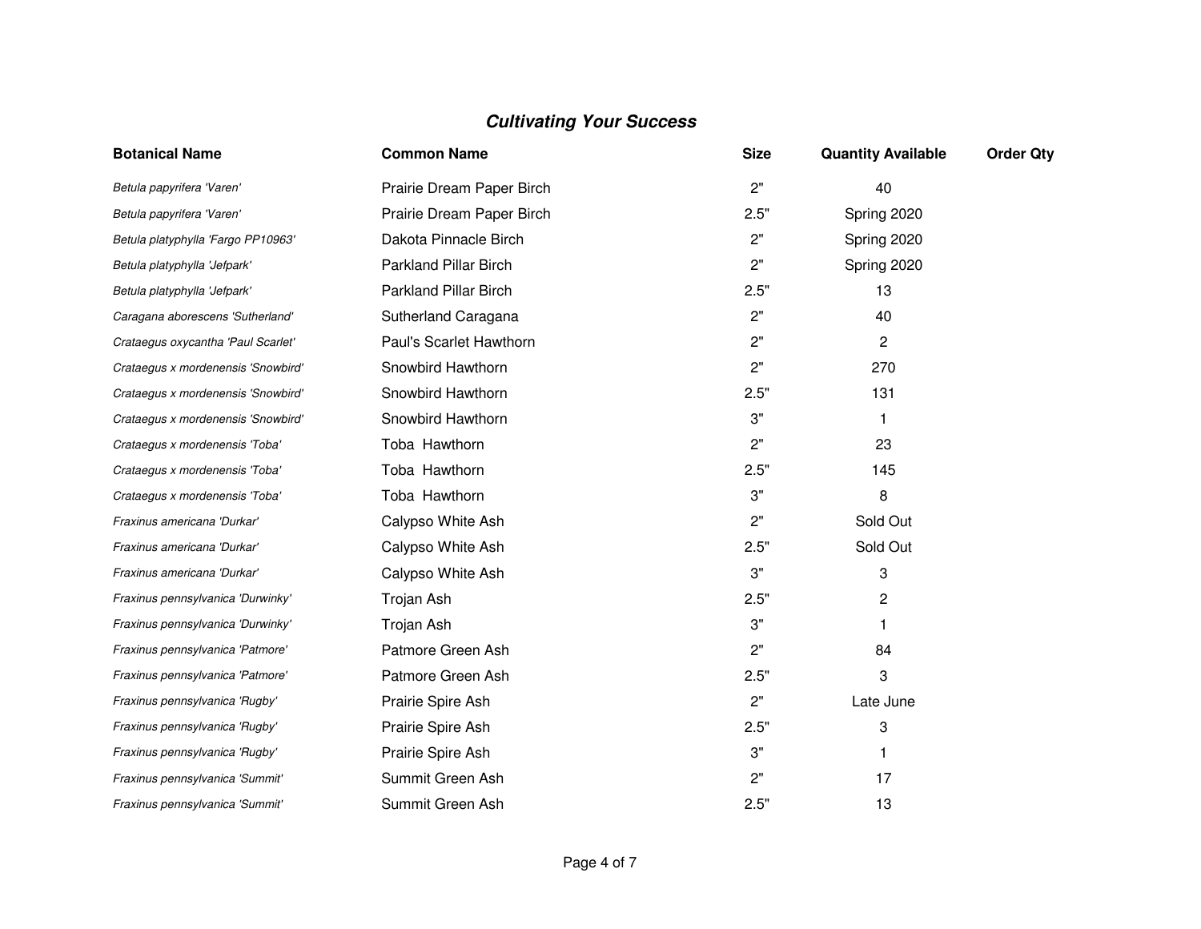## ***Cultivating Your Success***

| Botanical Name | Common Name | Size | Quantity Available | Order Qty |
|---|---|---|---|---|
| *Betula papyrifera 'Varen'* | Prairie Dream Paper Birch | 2" | 40 | |
| *Betula papyrifera 'Varen'* | Prairie Dream Paper Birch | 2.5" | Spring 2020 | |
| *Betula platyphylla 'Fargo PP10963'* | Dakota Pinnacle Birch | 2" | Spring 2020 | |
| *Betula platyphylla 'Jefpark'* | Parkland Pillar Birch | 2" | Spring 2020 | |
| *Betula platyphylla 'Jefpark'* | Parkland Pillar Birch | 2.5" | 13 | |
| *Caragana aborescens 'Sutherland'* | Sutherland Caragana | 2" | 40 | |
| *Crataegus oxycantha 'Paul Scarlet'* | Paul's Scarlet Hawthorn | 2" | 2 | |
| *Crataegus x mordenensis 'Snowbird'* | Snowbird Hawthorn | 2" | 270 | |
| *Crataegus x mordenensis 'Snowbird'* | Snowbird Hawthorn | 2.5" | 131 | |
| *Crataegus x mordenensis 'Snowbird'* | Snowbird Hawthorn | 3" | 1 | |
| *Crataegus x mordenensis 'Toba'* | Toba Hawthorn | 2" | 23 | |
| *Crataegus x mordenensis 'Toba'* | Toba Hawthorn | 2.5" | 145 | |
| *Crataegus x mordenensis 'Toba'* | Toba Hawthorn | 3" | 8 | |
| *Fraxinus americana 'Durkar'* | Calypso White Ash | 2" | Sold Out | |
| *Fraxinus americana 'Durkar'* | Calypso White Ash | 2.5" | Sold Out | |
| *Fraxinus americana 'Durkar'* | Calypso White Ash | 3" | 3 | |
| *Fraxinus pennsylvanica 'Durwinky'* | Trojan Ash | 2.5" | 2 | |
| *Fraxinus pennsylvanica 'Durwinky'* | Trojan Ash | 3" | 1 | |
| *Fraxinus pennsylvanica 'Patmore'* | Patmore Green Ash | 2" | 84 | |
| *Fraxinus pennsylvanica 'Patmore'* | Patmore Green Ash | 2.5" | 3 | |
| *Fraxinus pennsylvanica 'Rugby'* | Prairie Spire Ash | 2" | Late June | |
| *Fraxinus pennsylvanica 'Rugby'* | Prairie Spire Ash | 2.5" | 3 | |
| *Fraxinus pennsylvanica 'Rugby'* | Prairie Spire Ash | 3" | 1 | |
| *Fraxinus pennsylvanica 'Summit'* | Summit Green Ash | 2" | 17 | |
| *Fraxinus pennsylvanica 'Summit'* | Summit Green Ash | 2.5" | 13 | |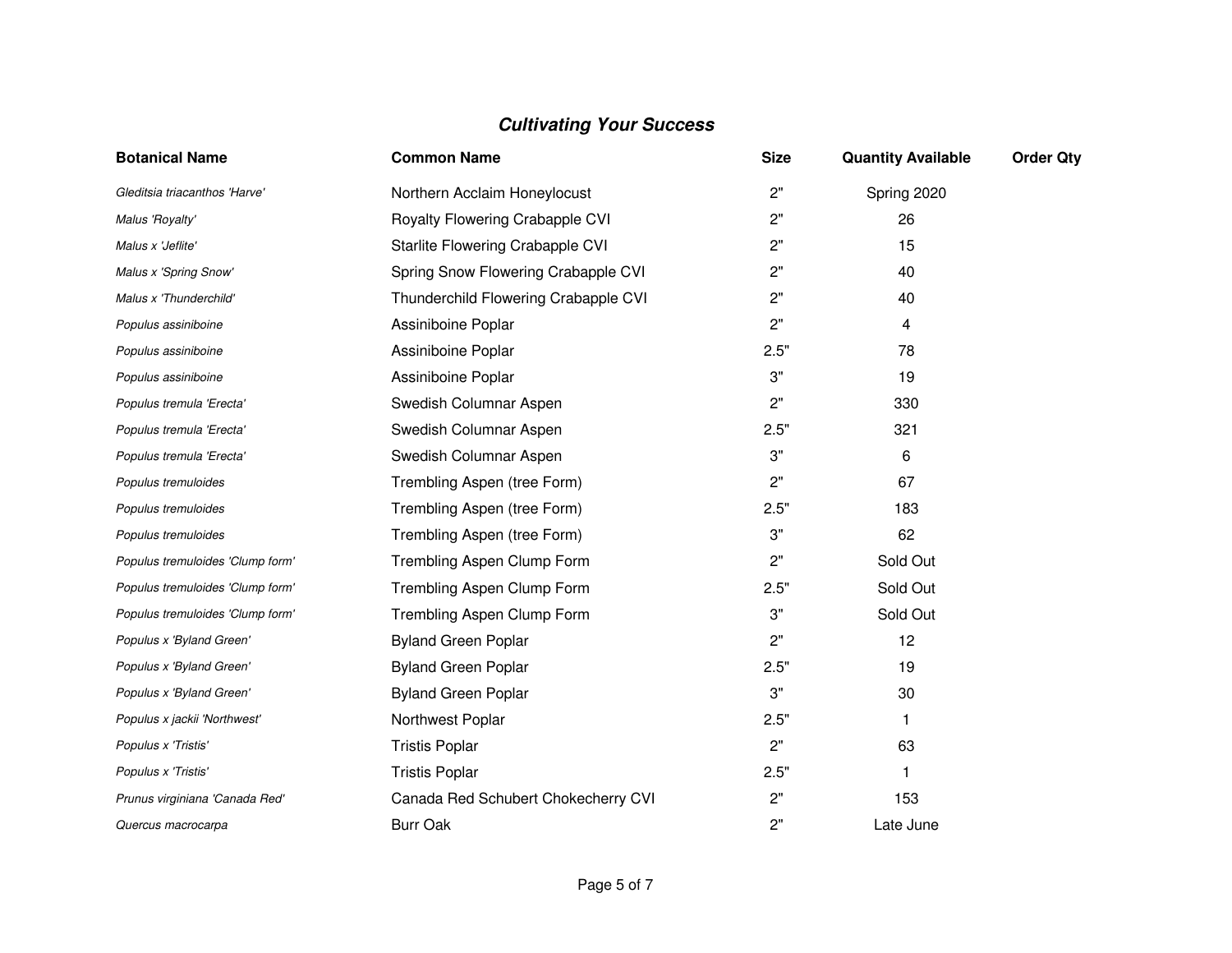## *Cultivating Your Success*

| Botanical Name | Common Name | Size | Quantity Available | Order Qty |
|---|---|---|---|---|
| *Gleditsia triacanthos 'Harve'* | Northern Acclaim Honeylocust | 2" | Spring 2020 | |
| *Malus 'Royalty'* | Royalty Flowering Crabapple CVI | 2" | 26 | |
| *Malus x 'Jeflite'* | Starlite Flowering Crabapple CVI | 2" | 15 | |
| *Malus x 'Spring Snow'* | Spring Snow Flowering Crabapple CVI | 2" | 40 | |
| *Malus x 'Thunderchild'* | Thunderchild Flowering Crabapple CVI | 2" | 40 | |
| *Populus assiniboine* | Assiniboine Poplar | 2" | 4 | |
| *Populus assiniboine* | Assiniboine Poplar | 2.5" | 78 | |
| *Populus assiniboine* | Assiniboine Poplar | 3" | 19 | |
| *Populus tremula 'Erecta'* | Swedish Columnar Aspen | 2" | 330 | |
| *Populus tremula 'Erecta'* | Swedish Columnar Aspen | 2.5" | 321 | |
| *Populus tremula 'Erecta'* | Swedish Columnar Aspen | 3" | 6 | |
| *Populus tremuloides* | Trembling Aspen (tree Form) | 2" | 67 | |
| *Populus tremuloides* | Trembling Aspen (tree Form) | 2.5" | 183 | |
| *Populus tremuloides* | Trembling Aspen (tree Form) | 3" | 62 | |
| *Populus tremuloides 'Clump form'* | Trembling Aspen Clump Form | 2" | Sold Out | |
| *Populus tremuloides 'Clump form'* | Trembling Aspen Clump Form | 2.5" | Sold Out | |
| *Populus tremuloides 'Clump form'* | Trembling Aspen Clump Form | 3" | Sold Out | |
| *Populus x 'Byland Green'* | Byland Green Poplar | 2" | 12 | |
| *Populus x 'Byland Green'* | Byland Green Poplar | 2.5" | 19 | |
| *Populus x 'Byland Green'* | Byland Green Poplar | 3" | 30 | |
| *Populus x jackii 'Northwest'* | Northwest Poplar | 2.5" | 1 | |
| *Populus x 'Tristis'* | Tristis Poplar | 2" | 63 | |
| *Populus x 'Tristis'* | Tristis Poplar | 2.5" | 1 | |
| *Prunus virginiana 'Canada Red'* | Canada Red Schubert Chokecherry CVI | 2" | 153 | |
| *Quercus macrocarpa* | Burr Oak | 2" | Late June | |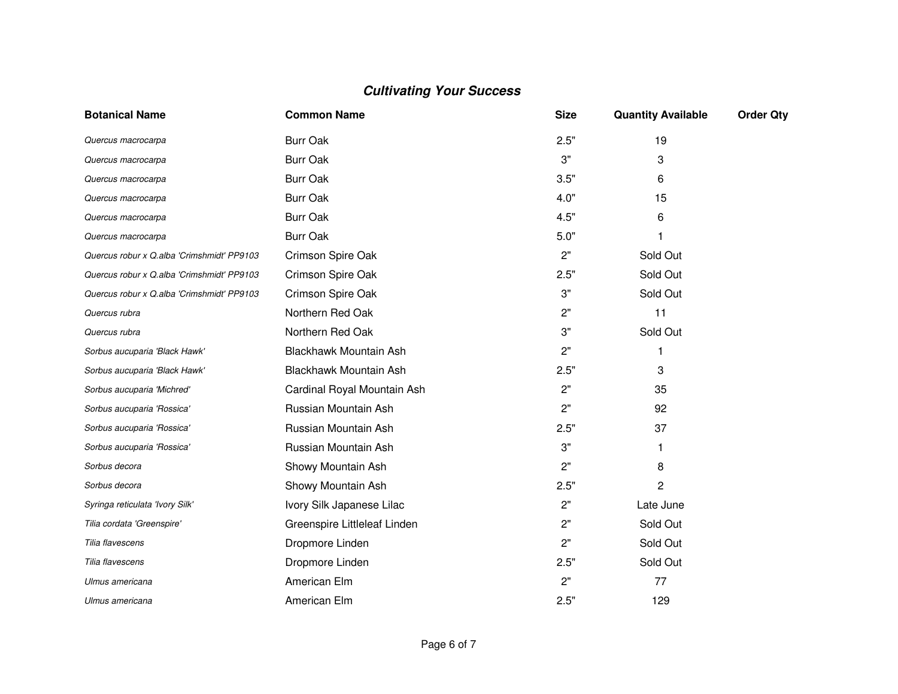## *Cultivating Your Success*

| Botanical Name | Common Name | Size | Quantity Available | Order Qty |
|---|---|---|---|---|
| *Quercus macrocarpa* | Burr Oak | 2.5" | 19 | |
| *Quercus macrocarpa* | Burr Oak | 3" | 3 | |
| *Quercus macrocarpa* | Burr Oak | 3.5" | 6 | |
| *Quercus macrocarpa* | Burr Oak | 4.0" | 15 | |
| *Quercus macrocarpa* | Burr Oak | 4.5" | 6 | |
| *Quercus macrocarpa* | Burr Oak | 5.0" | 1 | |
| *Quercus robur x Q.alba 'Crimshmidt' PP9103* | Crimson Spire Oak | 2" | Sold Out | |
| *Quercus robur x Q.alba 'Crimshmidt' PP9103* | Crimson Spire Oak | 2.5" | Sold Out | |
| *Quercus robur x Q.alba 'Crimshmidt' PP9103* | Crimson Spire Oak | 3" | Sold Out | |
| *Quercus rubra* | Northern Red Oak | 2" | 11 | |
| *Quercus rubra* | Northern Red Oak | 3" | Sold Out | |
| *Sorbus aucuparia 'Black Hawk'* | Blackhawk Mountain Ash | 2" | 1 | |
| *Sorbus aucuparia 'Black Hawk'* | Blackhawk Mountain Ash | 2.5" | 3 | |
| *Sorbus aucuparia 'Michred'* | Cardinal Royal Mountain Ash | 2" | 35 | |
| *Sorbus aucuparia 'Rossica'* | Russian Mountain Ash | 2" | 92 | |
| *Sorbus aucuparia 'Rossica'* | Russian Mountain Ash | 2.5" | 37 | |
| *Sorbus aucuparia 'Rossica'* | Russian Mountain Ash | 3" | 1 | |
| *Sorbus decora* | Showy Mountain Ash | 2" | 8 | |
| *Sorbus decora* | Showy Mountain Ash | 2.5" | 2 | |
| *Syringa reticulata 'Ivory Silk'* | Ivory Silk Japanese Lilac | 2" | Late June | |
| *Tilia cordata 'Greenspire'* | Greenspire Littleleaf Linden | 2" | Sold Out | |
| *Tilia flavescens* | Dropmore Linden | 2" | Sold Out | |
| *Tilia flavescens* | Dropmore Linden | 2.5" | Sold Out | |
| *Ulmus americana* | American Elm | 2" | 77 | |
| *Ulmus americana* | American Elm | 2.5" | 129 | |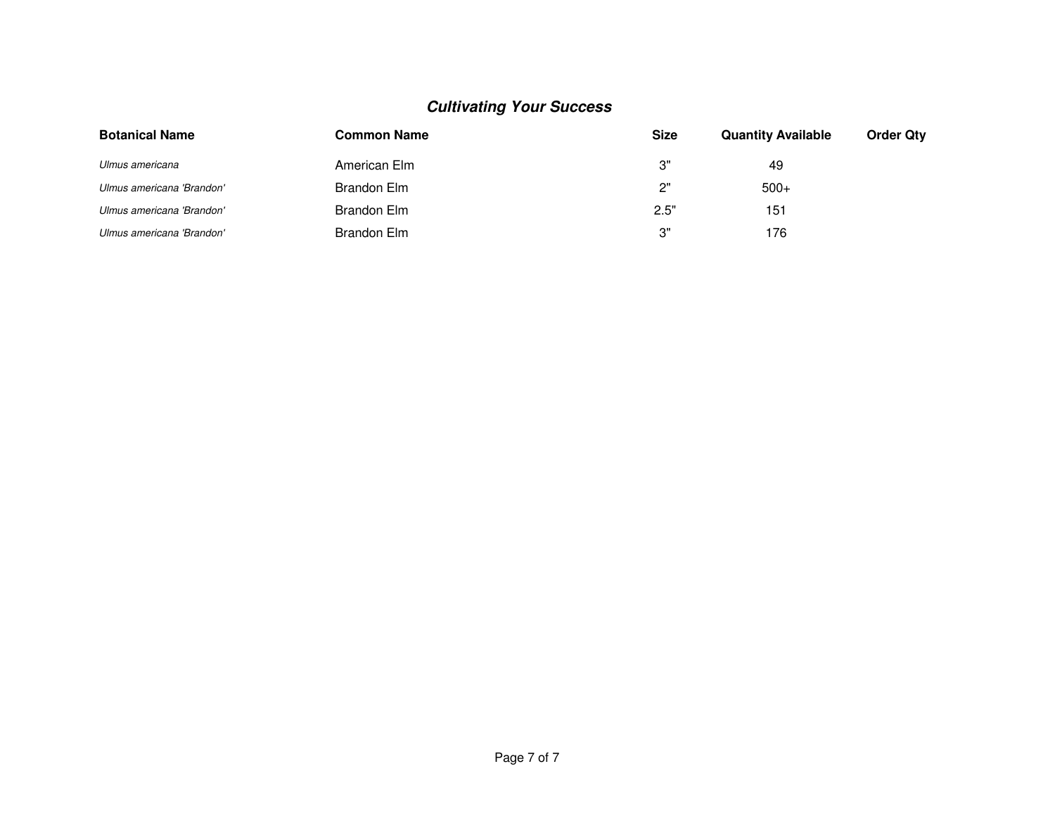***Cultivating Your Success***

| Botanical Name | Common Name | Size | Quantity Available | Order Qty |
|---|---|---|---|---|
| *Ulmus americana* | American Elm | 3" | 49 | |
| *Ulmus americana 'Brandon'* | Brandon Elm | 2" | 500+ | |
| *Ulmus americana 'Brandon'* | Brandon Elm | 2.5" | 151 | |
| *Ulmus americana 'Brandon'* | Brandon Elm | 3" | 176 | |